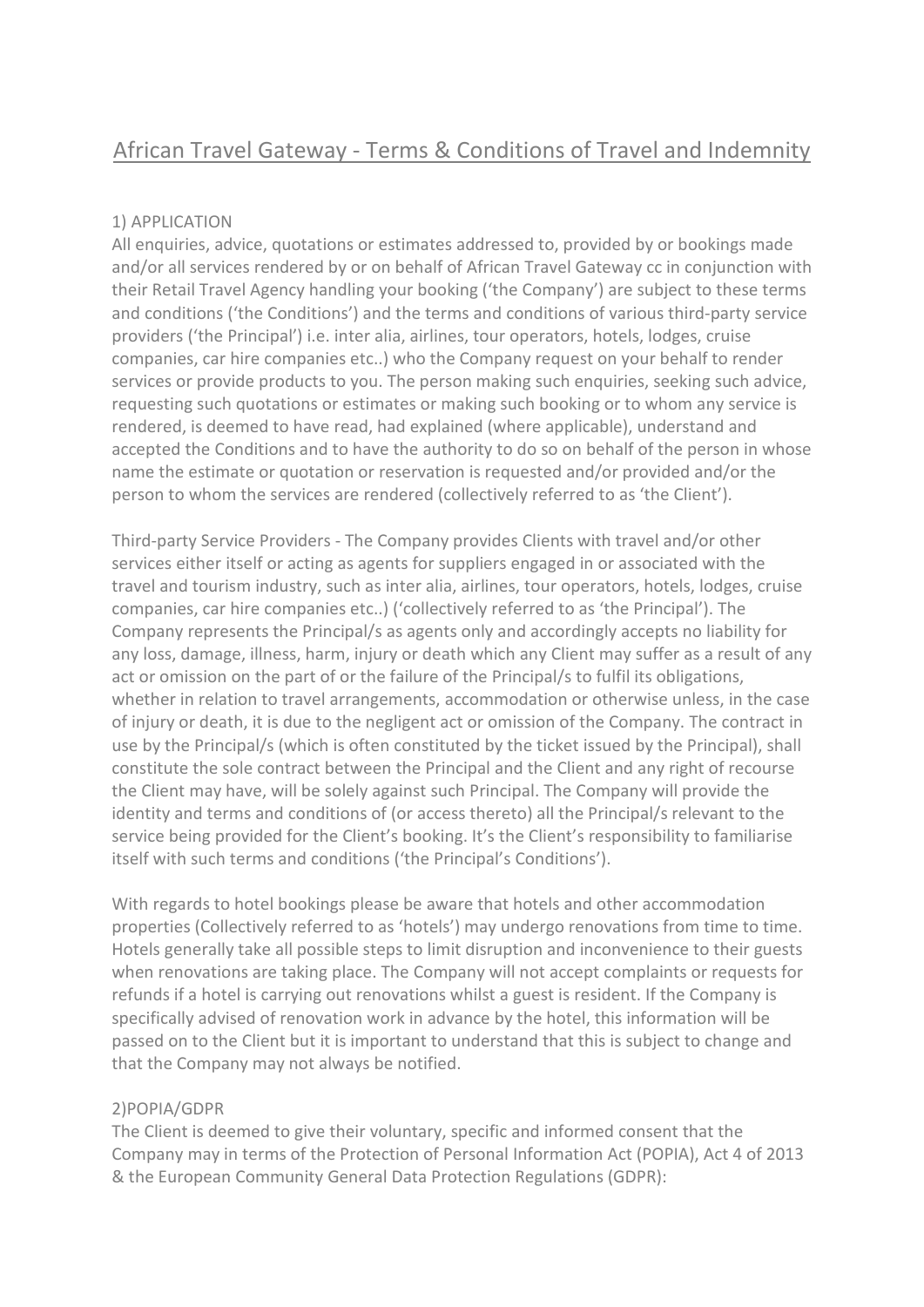# African Travel Gateway - Terms & Conditions of Travel and Indemnity

## 1) APPLICATION

All enquiries, advice, quotations or estimates addressed to, provided by or bookings made and/or all services rendered by or on behalf of African Travel Gateway cc in conjunction with their Retail Travel Agency handling your booking ('the Company') are subject to these terms and conditions ('the Conditions') and the terms and conditions of various third-party service providers ('the Principal') i.e. inter alia, airlines, tour operators, hotels, lodges, cruise companies, car hire companies etc..) who the Company request on your behalf to render services or provide products to you. The person making such enquiries, seeking such advice, requesting such quotations or estimates or making such booking or to whom any service is rendered, is deemed to have read, had explained (where applicable), understand and accepted the Conditions and to have the authority to do so on behalf of the person in whose name the estimate or quotation or reservation is requested and/or provided and/or the person to whom the services are rendered (collectively referred to as 'the Client').

Third-party Service Providers - The Company provides Clients with travel and/or other services either itself or acting as agents for suppliers engaged in or associated with the travel and tourism industry, such as inter alia, airlines, tour operators, hotels, lodges, cruise companies, car hire companies etc..) ('collectively referred to as 'the Principal'). The Company represents the Principal/s as agents only and accordingly accepts no liability for any loss, damage, illness, harm, injury or death which any Client may suffer as a result of any act or omission on the part of or the failure of the Principal/s to fulfil its obligations, whether in relation to travel arrangements, accommodation or otherwise unless, in the case of injury or death, it is due to the negligent act or omission of the Company. The contract in use by the Principal/s (which is often constituted by the ticket issued by the Principal), shall constitute the sole contract between the Principal and the Client and any right of recourse the Client may have, will be solely against such Principal. The Company will provide the identity and terms and conditions of (or access thereto) all the Principal/s relevant to the service being provided for the Client's booking. It's the Client's responsibility to familiarise itself with such terms and conditions ('the Principal's Conditions').

With regards to hotel bookings please be aware that hotels and other accommodation properties (Collectively referred to as 'hotels') may undergo renovations from time to time. Hotels generally take all possible steps to limit disruption and inconvenience to their guests when renovations are taking place. The Company will not accept complaints or requests for refunds if a hotel is carrying out renovations whilst a guest is resident. If the Company is specifically advised of renovation work in advance by the hotel, this information will be passed on to the Client but it is important to understand that this is subject to change and that the Company may not always be notified.

## 2)POPIA/GDPR

The Client is deemed to give their voluntary, specific and informed consent that the Company may in terms of the Protection of Personal Information Act (POPIA), Act 4 of 2013 & the European Community General Data Protection Regulations (GDPR):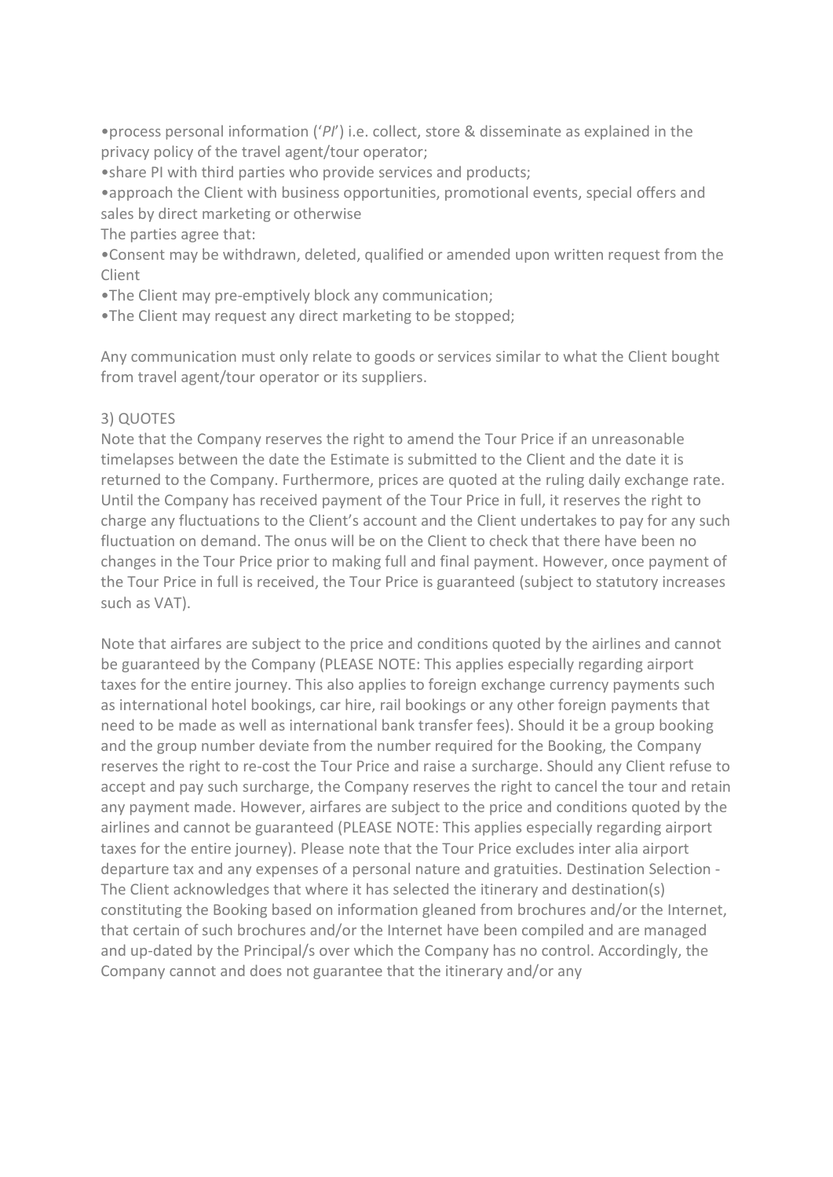•process personal information (‘*PI*’) i.e. collect, store & disseminate as explained in the privacy policy of the travel agent/tour operator;
•share PI with third parties who provide services and products;
•approach the Client with business opportunities, promotional events, special offers and sales by direct marketing or otherwise

The parties agree that:

•Consent may be withdrawn, deleted, qualified or amended upon written request from the Client
•The Client may pre-emptively block any communication;
•The Client may request any direct marketing to be stopped;

Any communication must only relate to goods or services similar to what the Client bought from travel agent/tour operator or its suppliers.

3) QUOTES

Note that the Company reserves the right to amend the Tour Price if an unreasonable timelapses between the date the Estimate is submitted to the Client and the date it is returned to the Company. Furthermore, prices are quoted at the ruling daily exchange rate. Until the Company has received payment of the Tour Price in full, it reserves the right to charge any fluctuations to the Client's account and the Client undertakes to pay for any such fluctuation on demand. The onus will be on the Client to check that there have been no changes in the Tour Price prior to making full and final payment. However, once payment of the Tour Price in full is received, the Tour Price is guaranteed (subject to statutory increases such as VAT).

Note that airfares are subject to the price and conditions quoted by the airlines and cannot be guaranteed by the Company (PLEASE NOTE: This applies especially regarding airport taxes for the entire journey. This also applies to foreign exchange currency payments such as international hotel bookings, car hire, rail bookings or any other foreign payments that need to be made as well as international bank transfer fees). Should it be a group booking and the group number deviate from the number required for the Booking, the Company reserves the right to re-cost the Tour Price and raise a surcharge. Should any Client refuse to accept and pay such surcharge, the Company reserves the right to cancel the tour and retain any payment made. However, airfares are subject to the price and conditions quoted by the airlines and cannot be guaranteed (PLEASE NOTE: This applies especially regarding airport taxes for the entire journey). Please note that the Tour Price excludes inter alia airport departure tax and any expenses of a personal nature and gratuities. Destination Selection - The Client acknowledges that where it has selected the itinerary and destination(s) constituting the Booking based on information gleaned from brochures and/or the Internet, that certain of such brochures and/or the Internet have been compiled and are managed and up-dated by the Principal/s over which the Company has no control. Accordingly, the Company cannot and does not guarantee that the itinerary and/or any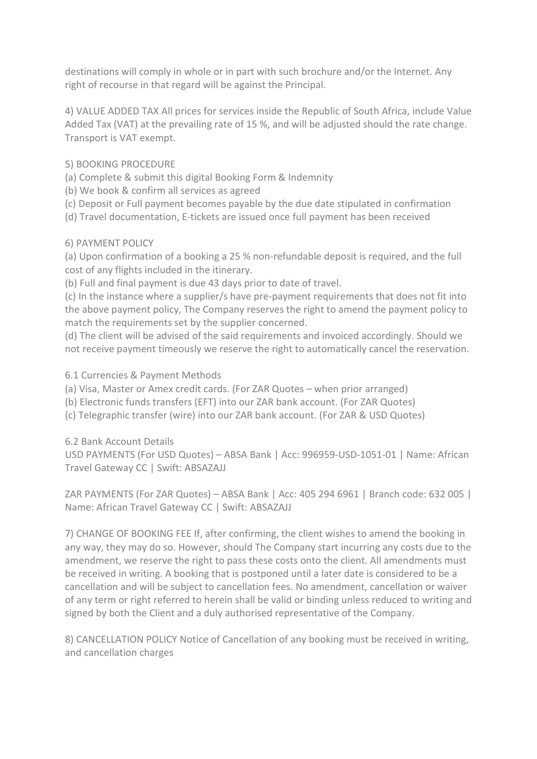destinations will comply in whole or in part with such brochure and/or the Internet. Any right of recourse in that regard will be against the Principal.

4) VALUE ADDED TAX All prices for services inside the Republic of South Africa, include Value Added Tax (VAT) at the prevailing rate of 15 %, and will be adjusted should the rate change. Transport is VAT exempt.

5) BOOKING PROCEDURE
(a) Complete & submit this digital Booking Form & Indemnity
(b) We book & confirm all services as agreed
(c) Deposit or Full payment becomes payable by the due date stipulated in confirmation
(d) Travel documentation, E-tickets are issued once full payment has been received

6) PAYMENT POLICY
(a) Upon confirmation of a booking a 25 % non-refundable deposit is required, and the full cost of any flights included in the itinerary.
(b) Full and final payment is due 43 days prior to date of travel.
(c) In the instance where a supplier/s have pre-payment requirements that does not fit into the above payment policy, The Company reserves the right to amend the payment policy to match the requirements set by the supplier concerned.
(d) The client will be advised of the said requirements and invoiced accordingly. Should we not receive payment timeously we reserve the right to automatically cancel the reservation.

6.1 Currencies & Payment Methods
(a) Visa, Master or Amex credit cards. (For ZAR Quotes – when prior arranged)
(b) Electronic funds transfers (EFT) into our ZAR bank account. (For ZAR Quotes)
(c) Telegraphic transfer (wire) into our ZAR bank account. (For ZAR & USD Quotes)

6.2 Bank Account Details
USD PAYMENTS (For USD Quotes) – ABSA Bank | Acc: 996959-USD-1051-01 | Name: African Travel Gateway CC | Swift: ABSAZAJJ

ZAR PAYMENTS (For ZAR Quotes) – ABSA Bank | Acc: 405 294 6961 | Branch code: 632 005 | Name: African Travel Gateway CC | Swift: ABSAZAJJ

7) CHANGE OF BOOKING FEE If, after confirming, the client wishes to amend the booking in any way, they may do so. However, should The Company start incurring any costs due to the amendment, we reserve the right to pass these costs onto the client. All amendments must be received in writing. A booking that is postponed until a later date is considered to be a cancellation and will be subject to cancellation fees. No amendment, cancellation or waiver of any term or right referred to herein shall be valid or binding unless reduced to writing and signed by both the Client and a duly authorised representative of the Company.

8) CANCELLATION POLICY Notice of Cancellation of any booking must be received in writing, and cancellation charges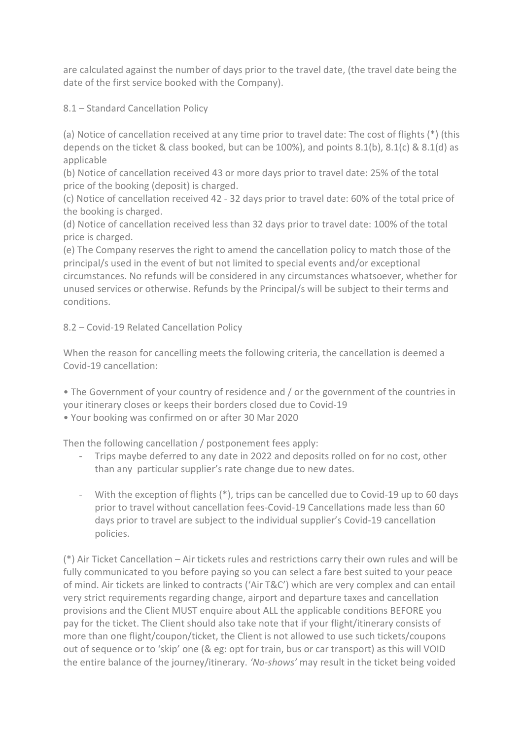are calculated against the number of days prior to the travel date, (the travel date being the date of the first service booked with the Company).

8.1 – Standard Cancellation Policy

(a) Notice of cancellation received at any time prior to travel date: The cost of flights (*) (this depends on the ticket & class booked, but can be 100%), and points 8.1(b), 8.1(c) & 8.1(d) as applicable
(b) Notice of cancellation received 43 or more days prior to travel date: 25% of the total price of the booking (deposit) is charged.
(c) Notice of cancellation received 42 - 32 days prior to travel date: 60% of the total price of the booking is charged.
(d) Notice of cancellation received less than 32 days prior to travel date: 100% of the total price is charged.
(e) The Company reserves the right to amend the cancellation policy to match those of the principal/s used in the event of but not limited to special events and/or exceptional circumstances. No refunds will be considered in any circumstances whatsoever, whether for unused services or otherwise. Refunds by the Principal/s will be subject to their terms and conditions.

8.2 – Covid-19 Related Cancellation Policy

When the reason for cancelling meets the following criteria, the cancellation is deemed a Covid-19 cancellation:

• The Government of your country of residence and / or the government of the countries in your itinerary closes or keeps their borders closed due to Covid-19
• Your booking was confirmed on or after 30 Mar 2020

Then the following cancellation / postponement fees apply:

- Trips maybe deferred to any date in 2022 and deposits rolled on for no cost, other than any particular supplier's rate change due to new dates.

- With the exception of flights (*), trips can be cancelled due to Covid-19 up to 60 days prior to travel without cancellation fees-Covid-19 Cancellations made less than 60 days prior to travel are subject to the individual supplier's Covid-19 cancellation policies.

(*) Air Ticket Cancellation – Air tickets rules and restrictions carry their own rules and will be fully communicated to you before paying so you can select a fare best suited to your peace of mind. Air tickets are linked to contracts ('Air T&C') which are very complex and can entail very strict requirements regarding change, airport and departure taxes and cancellation provisions and the Client MUST enquire about ALL the applicable conditions BEFORE you pay for the ticket. The Client should also take note that if your flight/itinerary consists of more than one flight/coupon/ticket, the Client is not allowed to use such tickets/coupons out of sequence or to 'skip' one (& eg: opt for train, bus or car transport) as this will VOID the entire balance of the journey/itinerary. *'No-shows'* may result in the ticket being voided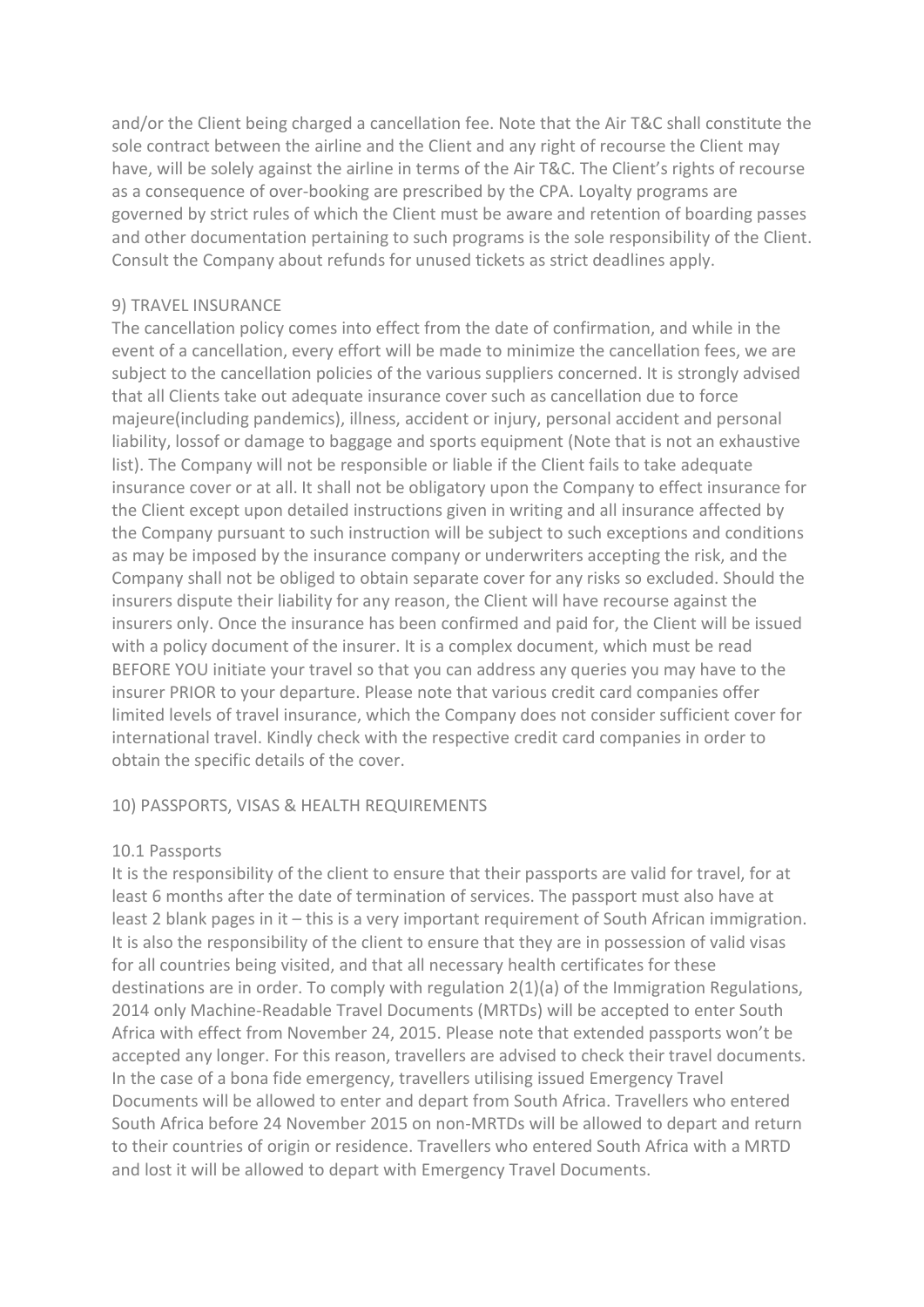and/or the Client being charged a cancellation fee. Note that the Air T&C shall constitute the sole contract between the airline and the Client and any right of recourse the Client may have, will be solely against the airline in terms of the Air T&C. The Client's rights of recourse as a consequence of over-booking are prescribed by the CPA. Loyalty programs are governed by strict rules of which the Client must be aware and retention of boarding passes and other documentation pertaining to such programs is the sole responsibility of the Client. Consult the Company about refunds for unused tickets as strict deadlines apply.

## 9) TRAVEL INSURANCE

The cancellation policy comes into effect from the date of confirmation, and while in the event of a cancellation, every effort will be made to minimize the cancellation fees, we are subject to the cancellation policies of the various suppliers concerned. It is strongly advised that all Clients take out adequate insurance cover such as cancellation due to force majeure(including pandemics), illness, accident or injury, personal accident and personal liability, lossof or damage to baggage and sports equipment (Note that is not an exhaustive list). The Company will not be responsible or liable if the Client fails to take adequate insurance cover or at all. It shall not be obligatory upon the Company to effect insurance for the Client except upon detailed instructions given in writing and all insurance affected by the Company pursuant to such instruction will be subject to such exceptions and conditions as may be imposed by the insurance company or underwriters accepting the risk, and the Company shall not be obliged to obtain separate cover for any risks so excluded. Should the insurers dispute their liability for any reason, the Client will have recourse against the insurers only. Once the insurance has been confirmed and paid for, the Client will be issued with a policy document of the insurer. It is a complex document, which must be read BEFORE YOU initiate your travel so that you can address any queries you may have to the insurer PRIOR to your departure. Please note that various credit card companies offer limited levels of travel insurance, which the Company does not consider sufficient cover for international travel. Kindly check with the respective credit card companies in order to obtain the specific details of the cover.

## 10) PASSPORTS, VISAS & HEALTH REQUIREMENTS

### 10.1 Passports

It is the responsibility of the client to ensure that their passports are valid for travel, for at least 6 months after the date of termination of services. The passport must also have at least 2 blank pages in it – this is a very important requirement of South African immigration. It is also the responsibility of the client to ensure that they are in possession of valid visas for all countries being visited, and that all necessary health certificates for these destinations are in order. To comply with regulation 2(1)(a) of the Immigration Regulations, 2014 only Machine-Readable Travel Documents (MRTDs) will be accepted to enter South Africa with effect from November 24, 2015. Please note that extended passports won't be accepted any longer. For this reason, travellers are advised to check their travel documents. In the case of a bona fide emergency, travellers utilising issued Emergency Travel Documents will be allowed to enter and depart from South Africa. Travellers who entered South Africa before 24 November 2015 on non-MRTDs will be allowed to depart and return to their countries of origin or residence. Travellers who entered South Africa with a MRTD and lost it will be allowed to depart with Emergency Travel Documents.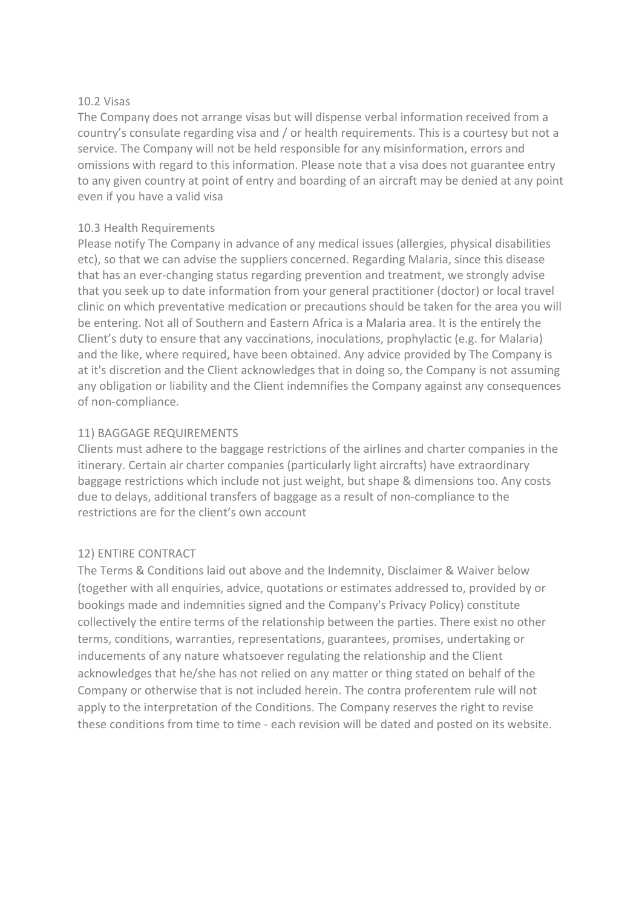### 10.2 Visas

The Company does not arrange visas but will dispense verbal information received from a country's consulate regarding visa and / or health requirements. This is a courtesy but not a service. The Company will not be held responsible for any misinformation, errors and omissions with regard to this information. Please note that a visa does not guarantee entry to any given country at point of entry and boarding of an aircraft may be denied at any point even if you have a valid visa

### 10.3 Health Requirements

Please notify The Company in advance of any medical issues (allergies, physical disabilities etc), so that we can advise the suppliers concerned. Regarding Malaria, since this disease that has an ever-changing status regarding prevention and treatment, we strongly advise that you seek up to date information from your general practitioner (doctor) or local travel clinic on which preventative medication or precautions should be taken for the area you will be entering. Not all of Southern and Eastern Africa is a Malaria area. It is the entirely the Client's duty to ensure that any vaccinations, inoculations, prophylactic (e.g. for Malaria) and the like, where required, have been obtained. Any advice provided by The Company is at it's discretion and the Client acknowledges that in doing so, the Company is not assuming any obligation or liability and the Client indemnifies the Company against any consequences of non-compliance.

## 11) BAGGAGE REQUIREMENTS

Clients must adhere to the baggage restrictions of the airlines and charter companies in the itinerary. Certain air charter companies (particularly light aircrafts) have extraordinary baggage restrictions which include not just weight, but shape & dimensions too. Any costs due to delays, additional transfers of baggage as a result of non-compliance to the restrictions are for the client's own account

## 12) ENTIRE CONTRACT

The Terms & Conditions laid out above and the Indemnity, Disclaimer & Waiver below (together with all enquiries, advice, quotations or estimates addressed to, provided by or bookings made and indemnities signed and the Company's Privacy Policy) constitute collectively the entire terms of the relationship between the parties. There exist no other terms, conditions, warranties, representations, guarantees, promises, undertaking or inducements of any nature whatsoever regulating the relationship and the Client acknowledges that he/she has not relied on any matter or thing stated on behalf of the Company or otherwise that is not included herein. The contra proferentem rule will not apply to the interpretation of the Conditions. The Company reserves the right to revise these conditions from time to time - each revision will be dated and posted on its website.